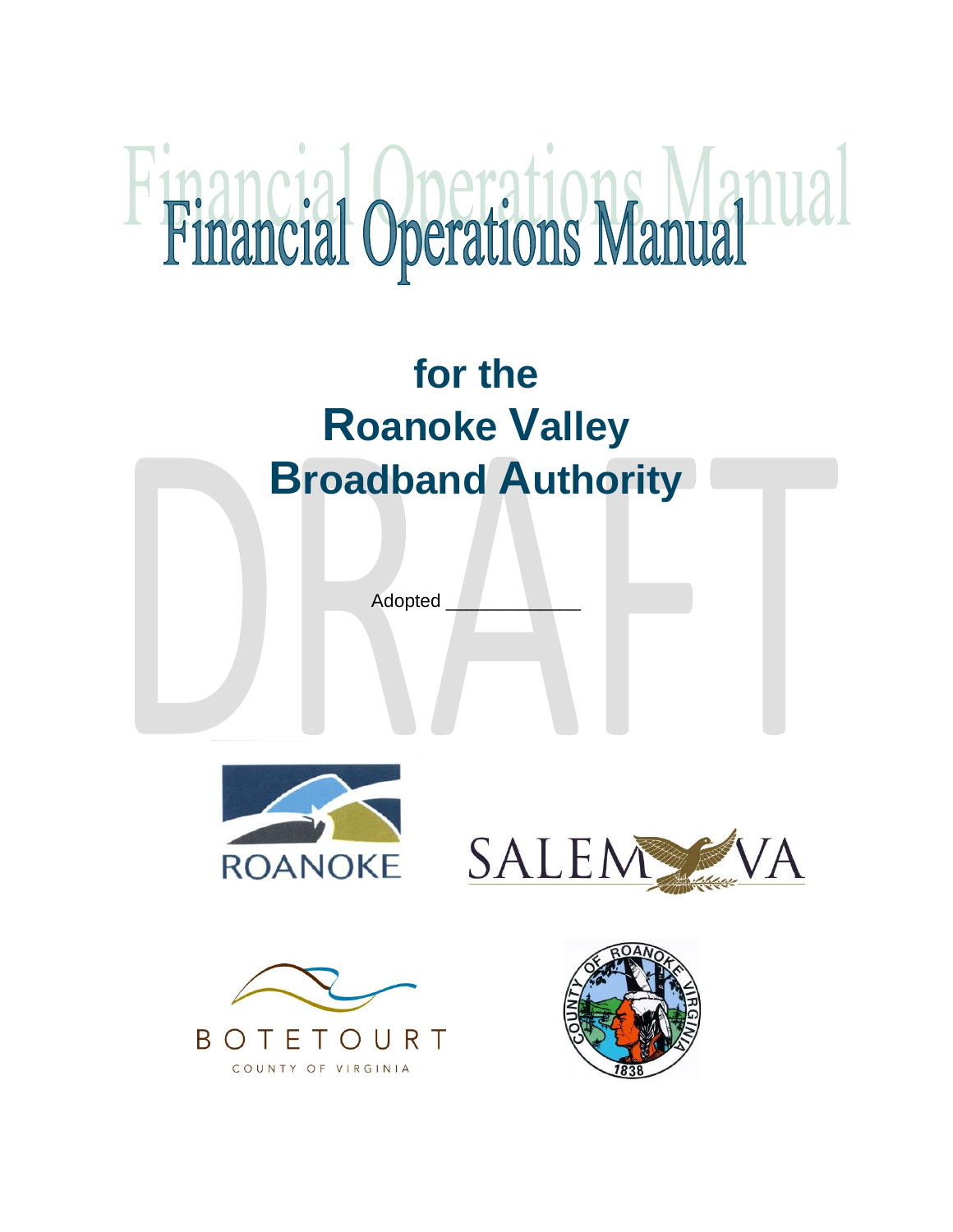# Financial Operations Manual

## for the Roanoke Valley Broadband Authority

Adopted ____________

DRAFT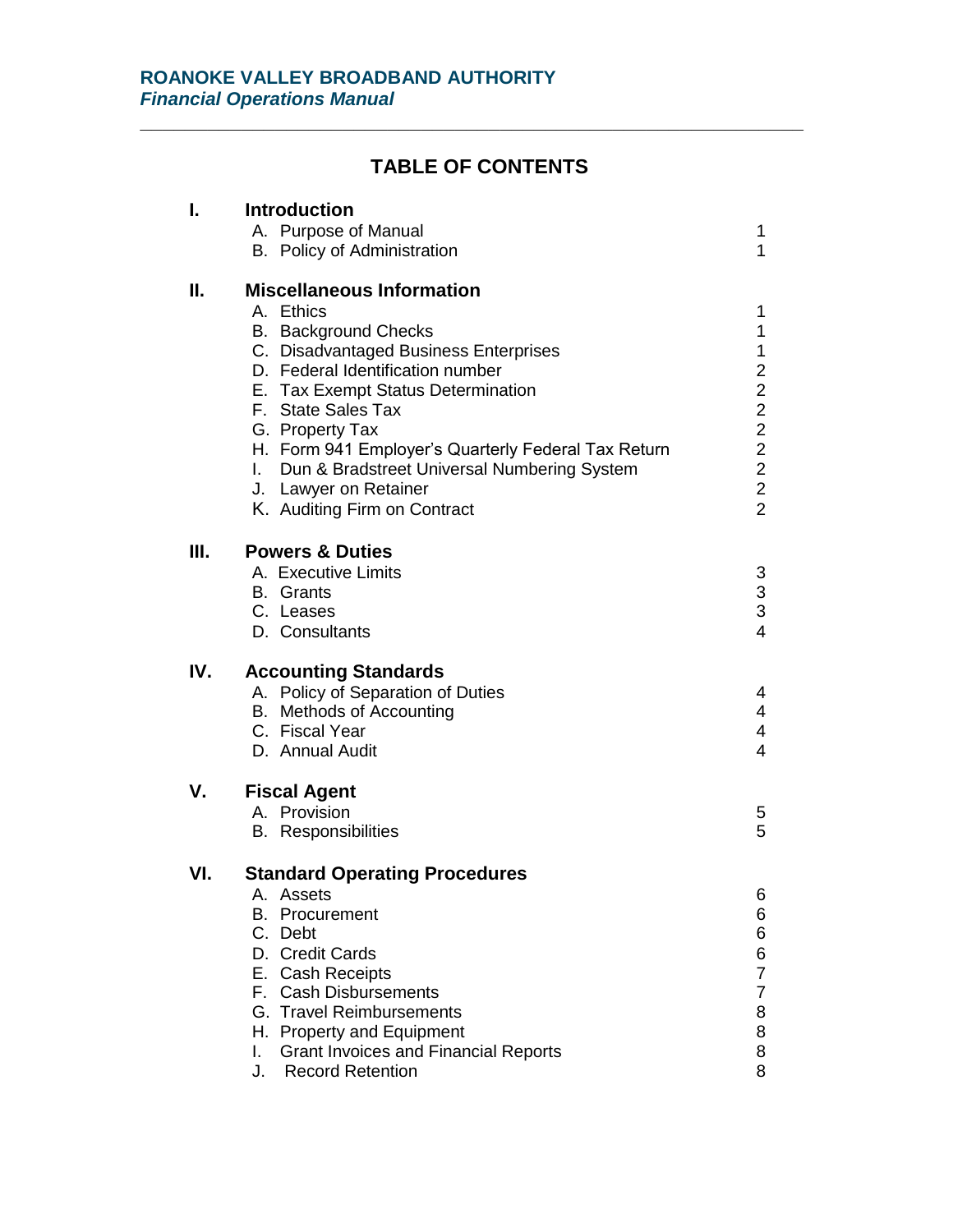**ROANOKE VALLEY BROADBAND AUTHORITY**
***Financial Operations Manual***

---

# TABLE OF CONTENTS

| | | |
|---|---|---|
| **I.** | **Introduction** | |
| | A. Purpose of Manual | 1 |
| | B. Policy of Administration | 1 |
| **II.** | **Miscellaneous Information** | |
| | A. Ethics | 1 |
| | B. Background Checks | 1 |
| | C. Disadvantaged Business Enterprises | 1 |
| | D. Federal Identification number | 2 |
| | E. Tax Exempt Status Determination | 2 |
| | F. State Sales Tax | 2 |
| | G. Property Tax | 2 |
| | H. Form 941 Employer's Quarterly Federal Tax Return | 2 |
| | I. Dun & Bradstreet Universal Numbering System | 2 |
| | J. Lawyer on Retainer | 2 |
| | K. Auditing Firm on Contract | 2 |
| **III.** | **Powers & Duties** | |
| | A. Executive Limits | 3 |
| | B. Grants | 3 |
| | C. Leases | 3 |
| | D. Consultants | 4 |
| **IV.** | **Accounting Standards** | |
| | A. Policy of Separation of Duties | 4 |
| | B. Methods of Accounting | 4 |
| | C. Fiscal Year | 4 |
| | D. Annual Audit | 4 |
| **V.** | **Fiscal Agent** | |
| | A. Provision | 5 |
| | B. Responsibilities | 5 |
| **VI.** | **Standard Operating Procedures** | |
| | A. Assets | 6 |
| | B. Procurement | 6 |
| | C. Debt | 6 |
| | D. Credit Cards | 6 |
| | E. Cash Receipts | 7 |
| | F. Cash Disbursements | 7 |
| | G. Travel Reimbursements | 8 |
| | H. Property and Equipment | 8 |
| | I. Grant Invoices and Financial Reports | 8 |
| | J. Record Retention | 8 |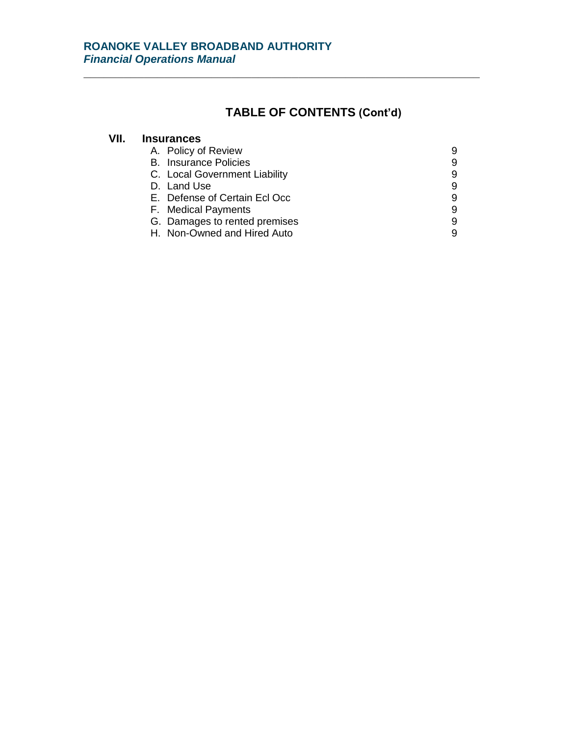# TABLE OF CONTENTS (Cont'd)

| | | |
|---|---|---|
| **VII.** | **Insurances** | |
| | A. Policy of Review | 9 |
| | B. Insurance Policies | 9 |
| | C. Local Government Liability | 9 |
| | D. Land Use | 9 |
| | E. Defense of Certain Ecl Occ | 9 |
| | F. Medical Payments | 9 |
| | G. Damages to rented premises | 9 |
| | H. Non-Owned and Hired Auto | 9 |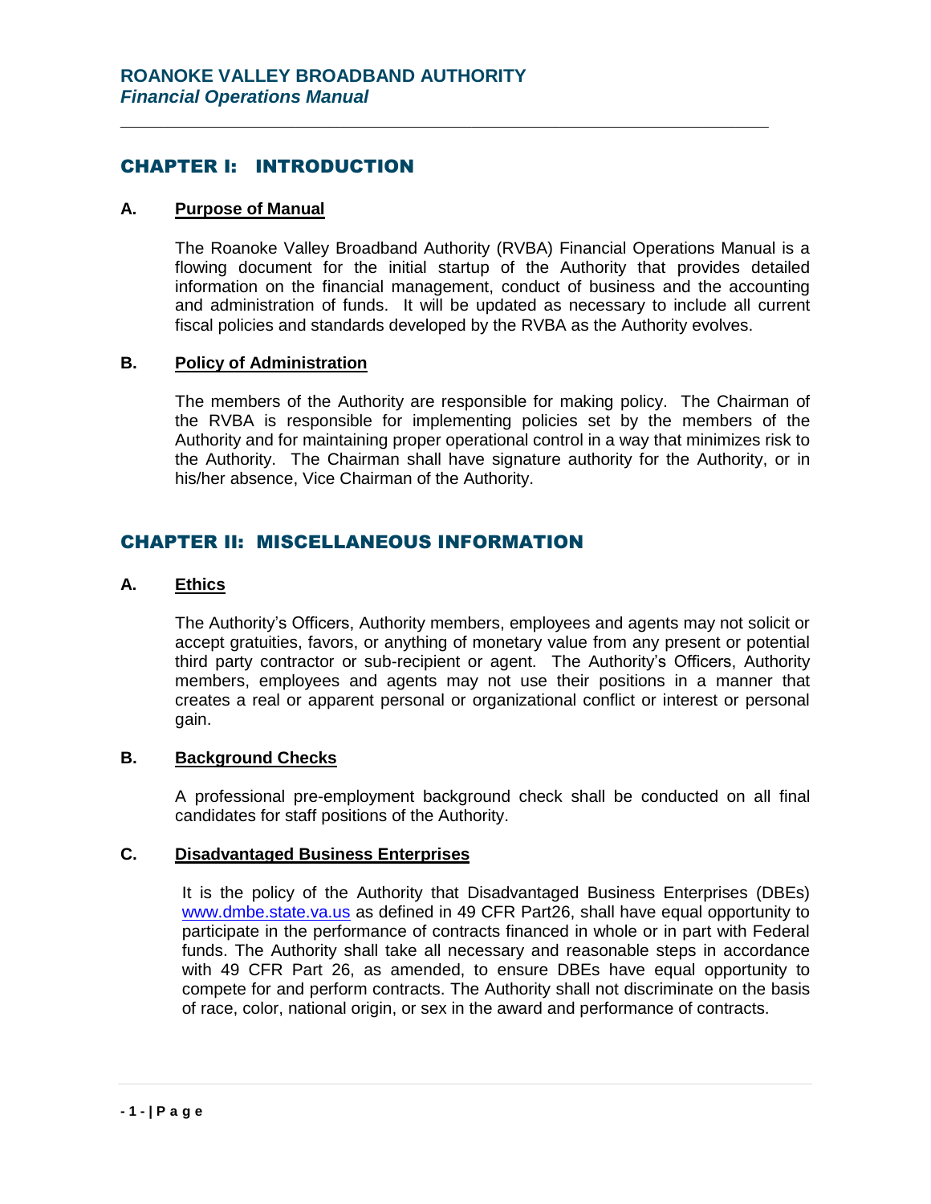# CHAPTER I: INTRODUCTION

## A. Purpose of Manual

The Roanoke Valley Broadband Authority (RVBA) Financial Operations Manual is a flowing document for the initial startup of the Authority that provides detailed information on the financial management, conduct of business and the accounting and administration of funds. It will be updated as necessary to include all current fiscal policies and standards developed by the RVBA as the Authority evolves.

## B. Policy of Administration

The members of the Authority are responsible for making policy. The Chairman of the RVBA is responsible for implementing policies set by the members of the Authority and for maintaining proper operational control in a way that minimizes risk to the Authority. The Chairman shall have signature authority for the Authority, or in his/her absence, Vice Chairman of the Authority.

# CHAPTER II: MISCELLANEOUS INFORMATION

## A. Ethics

The Authority's Officers, Authority members, employees and agents may not solicit or accept gratuities, favors, or anything of monetary value from any present or potential third party contractor or sub-recipient or agent. The Authority's Officers, Authority members, employees and agents may not use their positions in a manner that creates a real or apparent personal or organizational conflict or interest or personal gain.

## B. Background Checks

A professional pre-employment background check shall be conducted on all final candidates for staff positions of the Authority.

## C. Disadvantaged Business Enterprises

It is the policy of the Authority that Disadvantaged Business Enterprises (DBEs) [www.dmbe.state.va.us](http://www.dmbe.state.va.us) as defined in 49 CFR Part26, shall have equal opportunity to participate in the performance of contracts financed in whole or in part with Federal funds. The Authority shall take all necessary and reasonable steps in accordance with 49 CFR Part 26, as amended, to ensure DBEs have equal opportunity to compete for and perform contracts. The Authority shall not discriminate on the basis of race, color, national origin, or sex in the award and performance of contracts.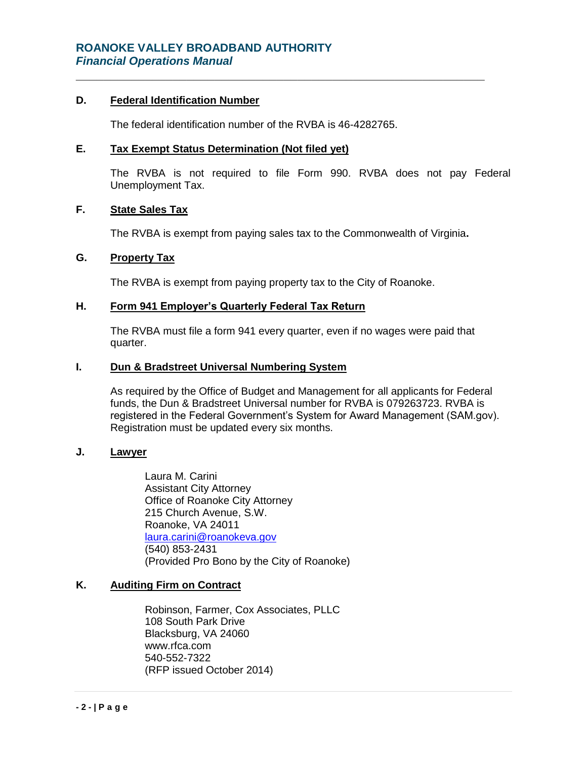## D. Federal Identification Number

The federal identification number of the RVBA is 46-4282765.

## E. Tax Exempt Status Determination (Not filed yet)

The RVBA is not required to file Form 990. RVBA does not pay Federal Unemployment Tax.

## F. State Sales Tax

The RVBA is exempt from paying sales tax to the Commonwealth of Virginia**.**

## G. Property Tax

The RVBA is exempt from paying property tax to the City of Roanoke.

## H. Form 941 Employer's Quarterly Federal Tax Return

The RVBA must file a form 941 every quarter, even if no wages were paid that quarter.

## I. Dun & Bradstreet Universal Numbering System

As required by the Office of Budget and Management for all applicants for Federal funds, the Dun & Bradstreet Universal number for RVBA is 079263723. RVBA is registered in the Federal Government's System for Award Management (SAM.gov). Registration must be updated every six months.

## J. Lawyer

Laura M. Carini
Assistant City Attorney
Office of Roanoke City Attorney
215 Church Avenue, S.W.
Roanoke, VA 24011
laura.carini@roanokeva.gov
(540) 853-2431
(Provided Pro Bono by the City of Roanoke)

## K. Auditing Firm on Contract

Robinson, Farmer, Cox Associates, PLLC
108 South Park Drive
Blacksburg, VA 24060
www.rfca.com
540-552-7322
(RFP issued October 2014)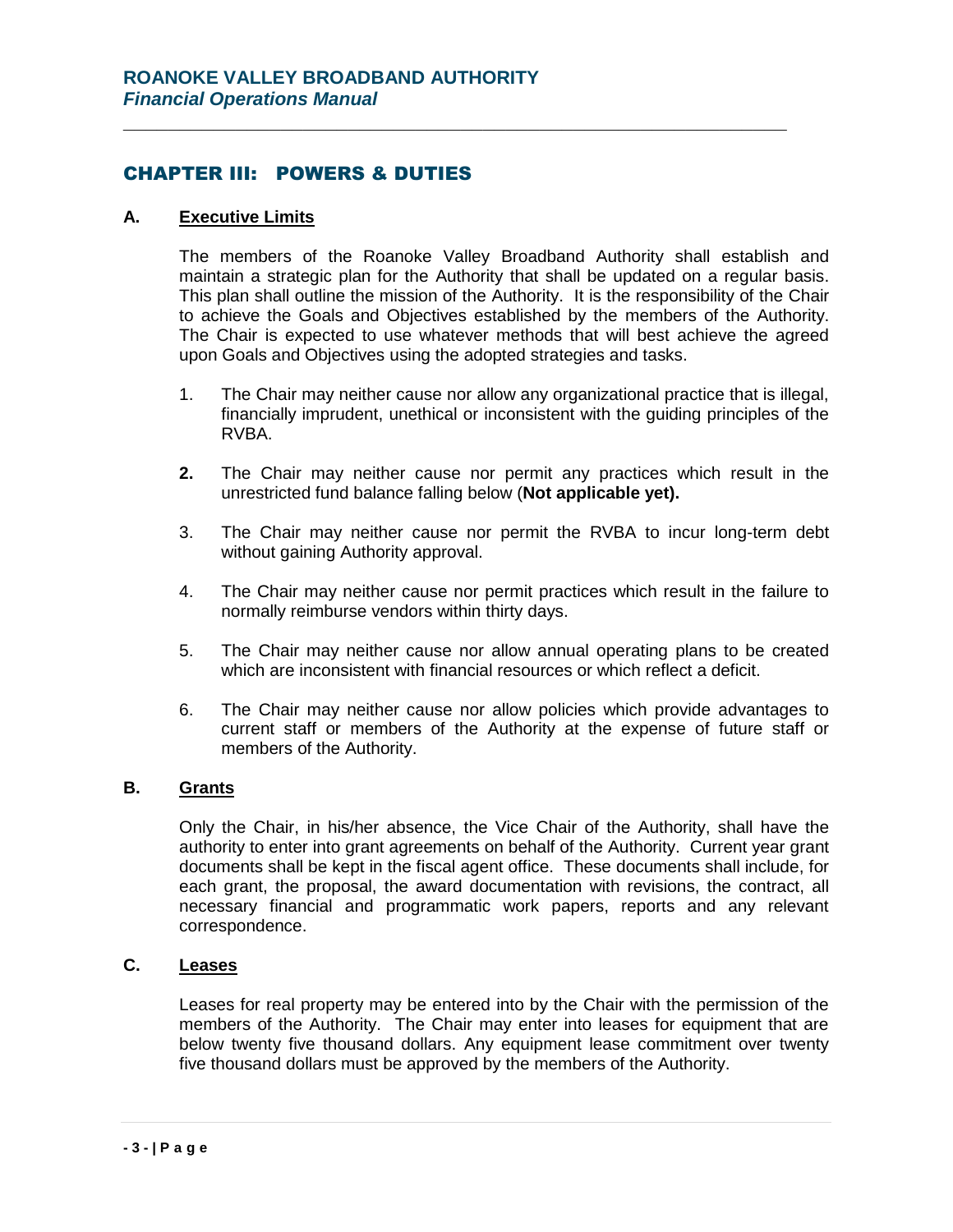## CHAPTER III: POWERS & DUTIES

### A. Executive Limits

The members of the Roanoke Valley Broadband Authority shall establish and maintain a strategic plan for the Authority that shall be updated on a regular basis. This plan shall outline the mission of the Authority. It is the responsibility of the Chair to achieve the Goals and Objectives established by the members of the Authority. The Chair is expected to use whatever methods that will best achieve the agreed upon Goals and Objectives using the adopted strategies and tasks.

1. The Chair may neither cause nor allow any organizational practice that is illegal, financially imprudent, unethical or inconsistent with the guiding principles of the RVBA.

2. The Chair may neither cause nor permit any practices which result in the unrestricted fund balance falling below (**Not applicable yet).**

3. The Chair may neither cause nor permit the RVBA to incur long-term debt without gaining Authority approval.

4. The Chair may neither cause nor permit practices which result in the failure to normally reimburse vendors within thirty days.

5. The Chair may neither cause nor allow annual operating plans to be created which are inconsistent with financial resources or which reflect a deficit.

6. The Chair may neither cause nor allow policies which provide advantages to current staff or members of the Authority at the expense of future staff or members of the Authority.

### B. Grants

Only the Chair, in his/her absence, the Vice Chair of the Authority, shall have the authority to enter into grant agreements on behalf of the Authority. Current year grant documents shall be kept in the fiscal agent office. These documents shall include, for each grant, the proposal, the award documentation with revisions, the contract, all necessary financial and programmatic work papers, reports and any relevant correspondence.

### C. Leases

Leases for real property may be entered into by the Chair with the permission of the members of the Authority. The Chair may enter into leases for equipment that are below twenty five thousand dollars. Any equipment lease commitment over twenty five thousand dollars must be approved by the members of the Authority.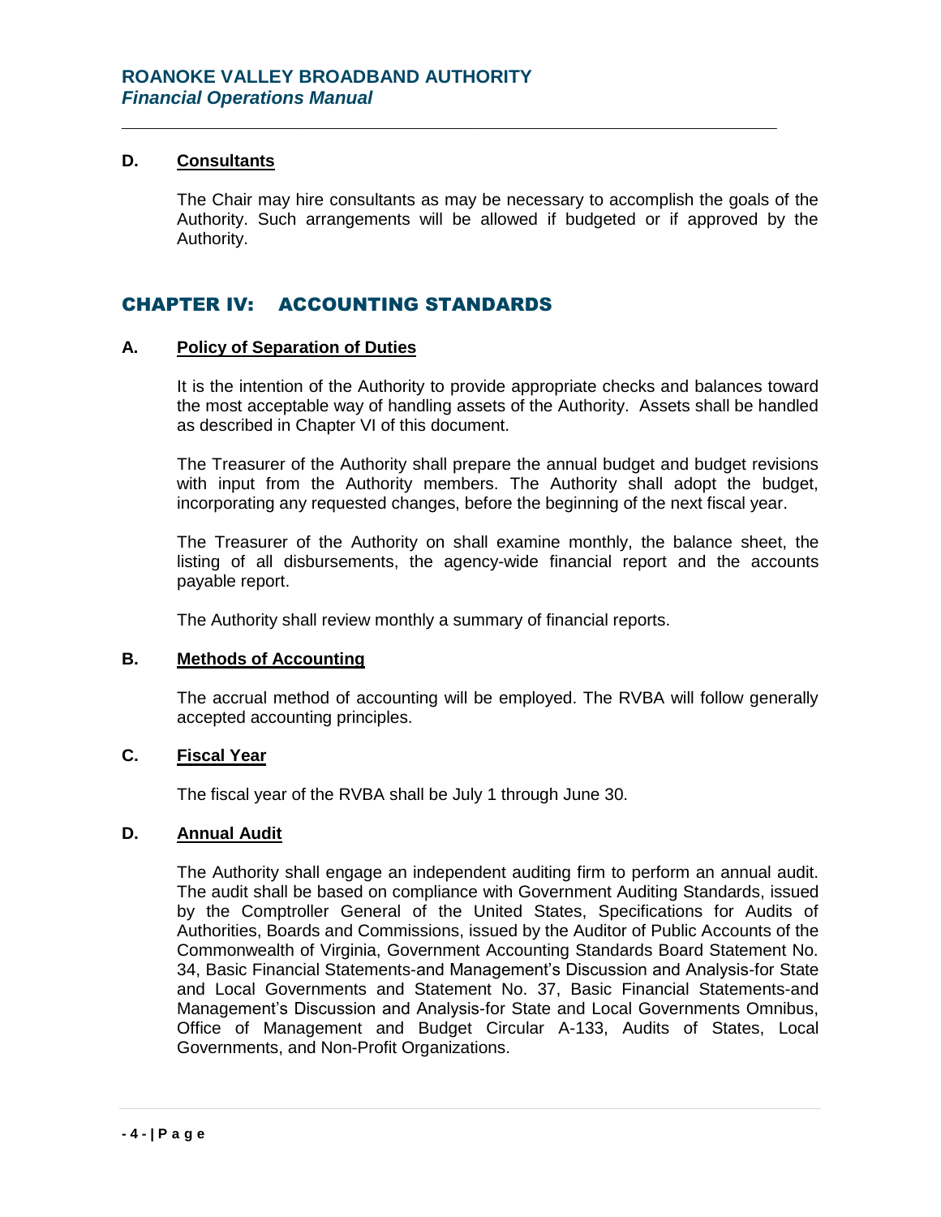### D. Consultants

The Chair may hire consultants as may be necessary to accomplish the goals of the Authority. Such arrangements will be allowed if budgeted or if approved by the Authority.

## CHAPTER IV: ACCOUNTING STANDARDS

### A. Policy of Separation of Duties

It is the intention of the Authority to provide appropriate checks and balances toward the most acceptable way of handling assets of the Authority. Assets shall be handled as described in Chapter VI of this document.

The Treasurer of the Authority shall prepare the annual budget and budget revisions with input from the Authority members. The Authority shall adopt the budget, incorporating any requested changes, before the beginning of the next fiscal year.

The Treasurer of the Authority on shall examine monthly, the balance sheet, the listing of all disbursements, the agency-wide financial report and the accounts payable report.

The Authority shall review monthly a summary of financial reports.

### B. Methods of Accounting

The accrual method of accounting will be employed. The RVBA will follow generally accepted accounting principles.

### C. Fiscal Year

The fiscal year of the RVBA shall be July 1 through June 30.

### D. Annual Audit

The Authority shall engage an independent auditing firm to perform an annual audit. The audit shall be based on compliance with Government Auditing Standards, issued by the Comptroller General of the United States, Specifications for Audits of Authorities, Boards and Commissions, issued by the Auditor of Public Accounts of the Commonwealth of Virginia, Government Accounting Standards Board Statement No. 34, Basic Financial Statements-and Management's Discussion and Analysis-for State and Local Governments and Statement No. 37, Basic Financial Statements-and Management's Discussion and Analysis-for State and Local Governments Omnibus, Office of Management and Budget Circular A-133, Audits of States, Local Governments, and Non-Profit Organizations.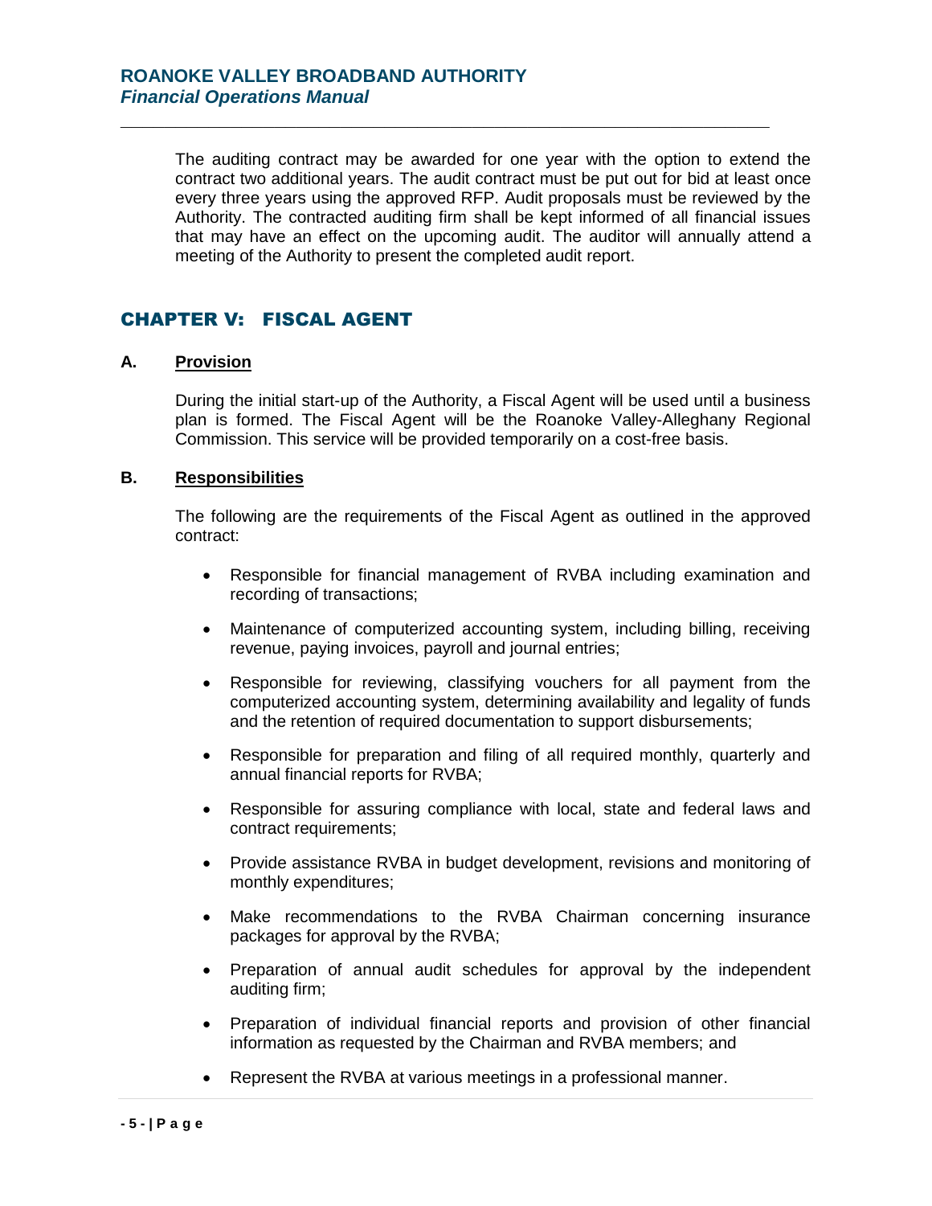The auditing contract may be awarded for one year with the option to extend the contract two additional years. The audit contract must be put out for bid at least once every three years using the approved RFP. Audit proposals must be reviewed by the Authority. The contracted auditing firm shall be kept informed of all financial issues that may have an effect on the upcoming audit. The auditor will annually attend a meeting of the Authority to present the completed audit report.

## CHAPTER V: FISCAL AGENT

### A. Provision

During the initial start-up of the Authority, a Fiscal Agent will be used until a business plan is formed. The Fiscal Agent will be the Roanoke Valley-Alleghany Regional Commission. This service will be provided temporarily on a cost-free basis.

### B. Responsibilities

The following are the requirements of the Fiscal Agent as outlined in the approved contract:

- Responsible for financial management of RVBA including examination and recording of transactions;
- Maintenance of computerized accounting system, including billing, receiving revenue, paying invoices, payroll and journal entries;
- Responsible for reviewing, classifying vouchers for all payment from the computerized accounting system, determining availability and legality of funds and the retention of required documentation to support disbursements;
- Responsible for preparation and filing of all required monthly, quarterly and annual financial reports for RVBA;
- Responsible for assuring compliance with local, state and federal laws and contract requirements;
- Provide assistance RVBA in budget development, revisions and monitoring of monthly expenditures;
- Make recommendations to the RVBA Chairman concerning insurance packages for approval by the RVBA;
- Preparation of annual audit schedules for approval by the independent auditing firm;
- Preparation of individual financial reports and provision of other financial information as requested by the Chairman and RVBA members; and
- Represent the RVBA at various meetings in a professional manner.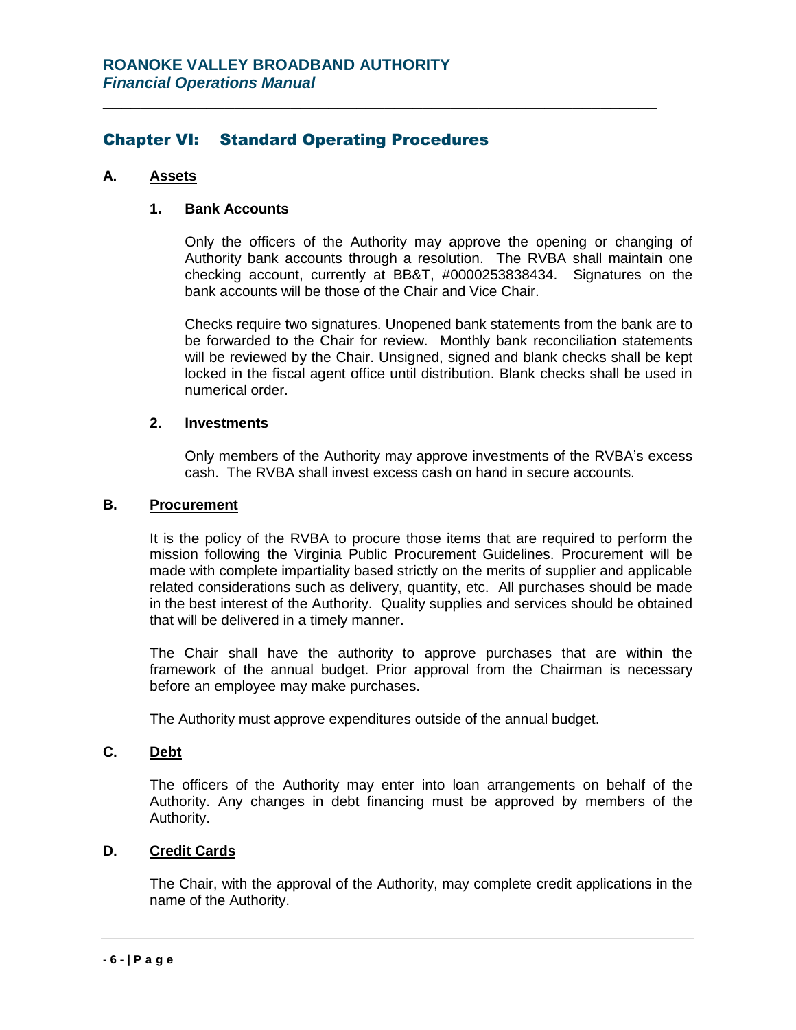## Chapter VI: Standard Operating Procedures

### A. Assets

#### 1. Bank Accounts

Only the officers of the Authority may approve the opening or changing of Authority bank accounts through a resolution. The RVBA shall maintain one checking account, currently at BB&T, #0000253838434. Signatures on the bank accounts will be those of the Chair and Vice Chair.

Checks require two signatures. Unopened bank statements from the bank are to be forwarded to the Chair for review. Monthly bank reconciliation statements will be reviewed by the Chair. Unsigned, signed and blank checks shall be kept locked in the fiscal agent office until distribution. Blank checks shall be used in numerical order.

#### 2. Investments

Only members of the Authority may approve investments of the RVBA's excess cash. The RVBA shall invest excess cash on hand in secure accounts.

### B. Procurement

It is the policy of the RVBA to procure those items that are required to perform the mission following the Virginia Public Procurement Guidelines. Procurement will be made with complete impartiality based strictly on the merits of supplier and applicable related considerations such as delivery, quantity, etc. All purchases should be made in the best interest of the Authority. Quality supplies and services should be obtained that will be delivered in a timely manner.

The Chair shall have the authority to approve purchases that are within the framework of the annual budget. Prior approval from the Chairman is necessary before an employee may make purchases.

The Authority must approve expenditures outside of the annual budget.

### C. Debt

The officers of the Authority may enter into loan arrangements on behalf of the Authority. Any changes in debt financing must be approved by members of the Authority.

### D. Credit Cards

The Chair, with the approval of the Authority, may complete credit applications in the name of the Authority.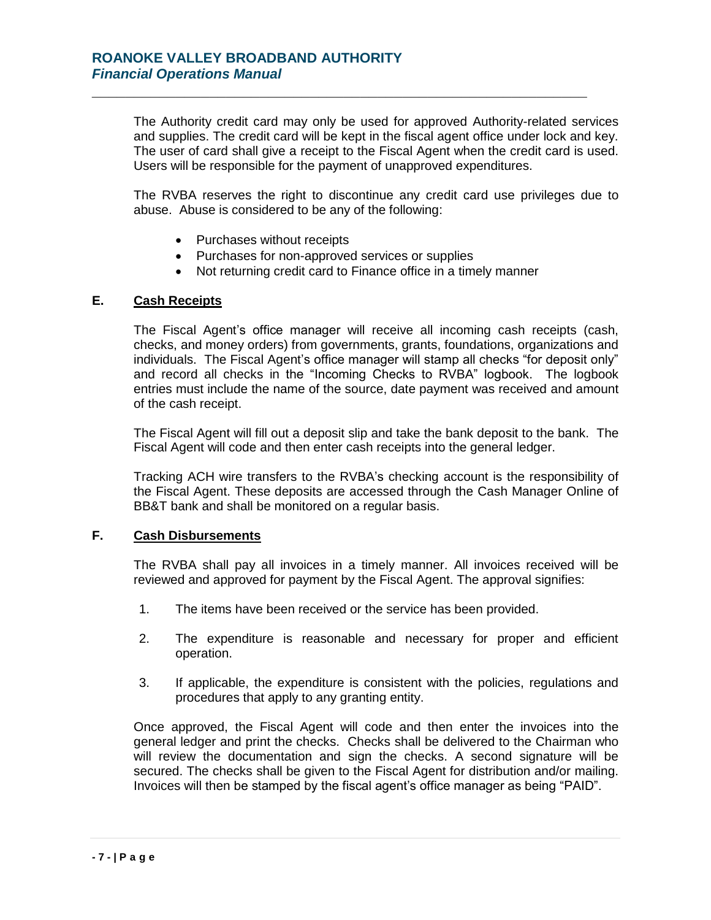The Authority credit card may only be used for approved Authority-related services and supplies. The credit card will be kept in the fiscal agent office under lock and key. The user of card shall give a receipt to the Fiscal Agent when the credit card is used. Users will be responsible for the payment of unapproved expenditures.

The RVBA reserves the right to discontinue any credit card use privileges due to abuse. Abuse is considered to be any of the following:

- Purchases without receipts
- Purchases for non-approved services or supplies
- Not returning credit card to Finance office in a timely manner

### E. <u>Cash Receipts</u>

The Fiscal Agent's office manager will receive all incoming cash receipts (cash, checks, and money orders) from governments, grants, foundations, organizations and individuals. The Fiscal Agent's office manager will stamp all checks "for deposit only" and record all checks in the "Incoming Checks to RVBA" logbook. The logbook entries must include the name of the source, date payment was received and amount of the cash receipt.

The Fiscal Agent will fill out a deposit slip and take the bank deposit to the bank. The Fiscal Agent will code and then enter cash receipts into the general ledger.

Tracking ACH wire transfers to the RVBA's checking account is the responsibility of the Fiscal Agent. These deposits are accessed through the Cash Manager Online of BB&T bank and shall be monitored on a regular basis.

### F. <u>Cash Disbursements</u>

The RVBA shall pay all invoices in a timely manner. All invoices received will be reviewed and approved for payment by the Fiscal Agent. The approval signifies:

1. The items have been received or the service has been provided.

2. The expenditure is reasonable and necessary for proper and efficient operation.

3. If applicable, the expenditure is consistent with the policies, regulations and procedures that apply to any granting entity.

Once approved, the Fiscal Agent will code and then enter the invoices into the general ledger and print the checks. Checks shall be delivered to the Chairman who will review the documentation and sign the checks. A second signature will be secured. The checks shall be given to the Fiscal Agent for distribution and/or mailing. Invoices will then be stamped by the fiscal agent's office manager as being "PAID".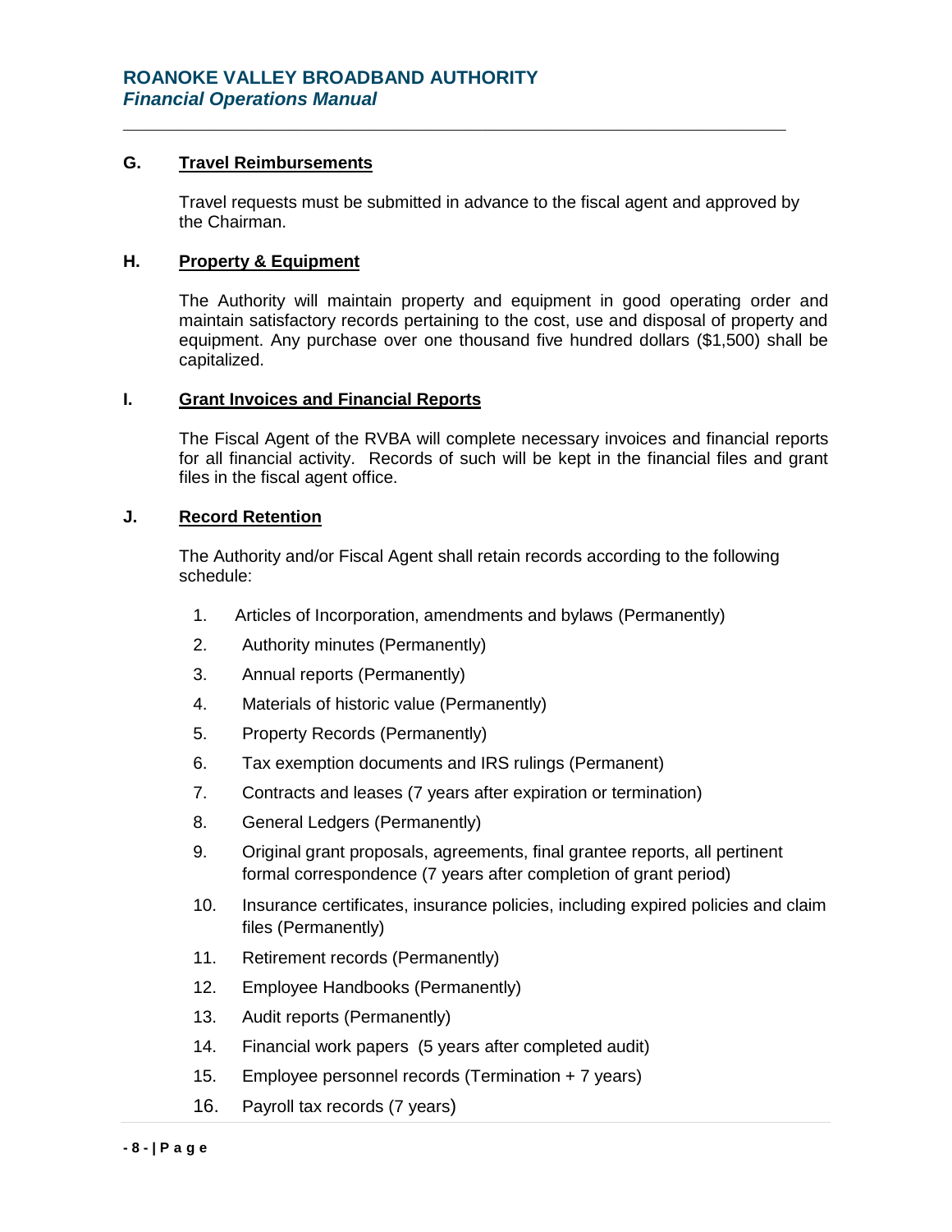### G. Travel Reimbursements

Travel requests must be submitted in advance to the fiscal agent and approved by the Chairman.

### H. Property & Equipment

The Authority will maintain property and equipment in good operating order and maintain satisfactory records pertaining to the cost, use and disposal of property and equipment. Any purchase over one thousand five hundred dollars ($1,500) shall be capitalized.

### I. Grant Invoices and Financial Reports

The Fiscal Agent of the RVBA will complete necessary invoices and financial reports for all financial activity. Records of such will be kept in the financial files and grant files in the fiscal agent office.

### J. Record Retention

The Authority and/or Fiscal Agent shall retain records according to the following schedule:

1. Articles of Incorporation, amendments and bylaws (Permanently)
2. Authority minutes (Permanently)
3. Annual reports (Permanently)
4. Materials of historic value (Permanently)
5. Property Records (Permanently)
6. Tax exemption documents and IRS rulings (Permanent)
7. Contracts and leases (7 years after expiration or termination)
8. General Ledgers (Permanently)
9. Original grant proposals, agreements, final grantee reports, all pertinent formal correspondence (7 years after completion of grant period)
10. Insurance certificates, insurance policies, including expired policies and claim files (Permanently)
11. Retirement records (Permanently)
12. Employee Handbooks (Permanently)
13. Audit reports (Permanently)
14. Financial work papers (5 years after completed audit)
15. Employee personnel records (Termination + 7 years)
16. Payroll tax records (7 years)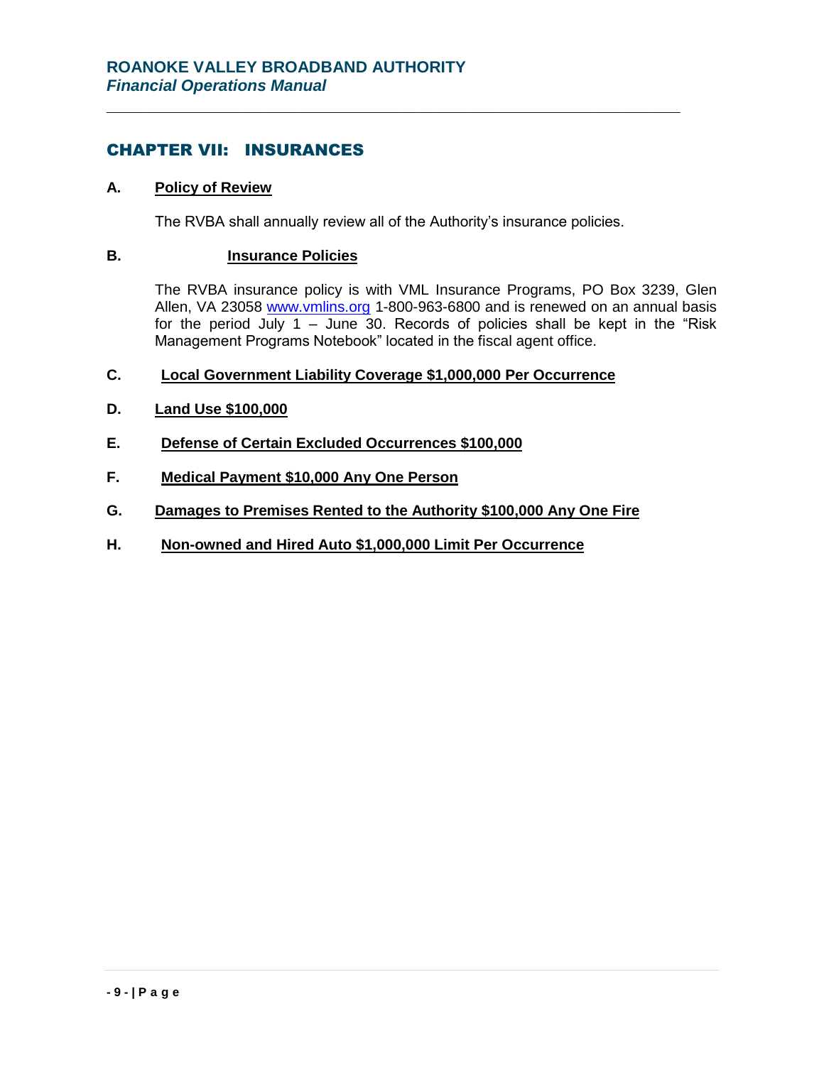## CHAPTER VII: INSURANCES

**A. Policy of Review**

The RVBA shall annually review all of the Authority's insurance policies.

**B. Insurance Policies**

The RVBA insurance policy is with VML Insurance Programs, PO Box 3239, Glen Allen, VA 23058 [www.vmlins.org](http://www.vmlins.org) 1-800-963-6800 and is renewed on an annual basis for the period July 1 – June 30. Records of policies shall be kept in the "Risk Management Programs Notebook" located in the fiscal agent office.

**C. Local Government Liability Coverage $1,000,000 Per Occurrence**

**D. Land Use $100,000**

**E. Defense of Certain Excluded Occurrences $100,000**

**F. Medical Payment $10,000 Any One Person**

**G. Damages to Premises Rented to the Authority $100,000 Any One Fire**

**H. Non-owned and Hired Auto $1,000,000 Limit Per Occurrence**